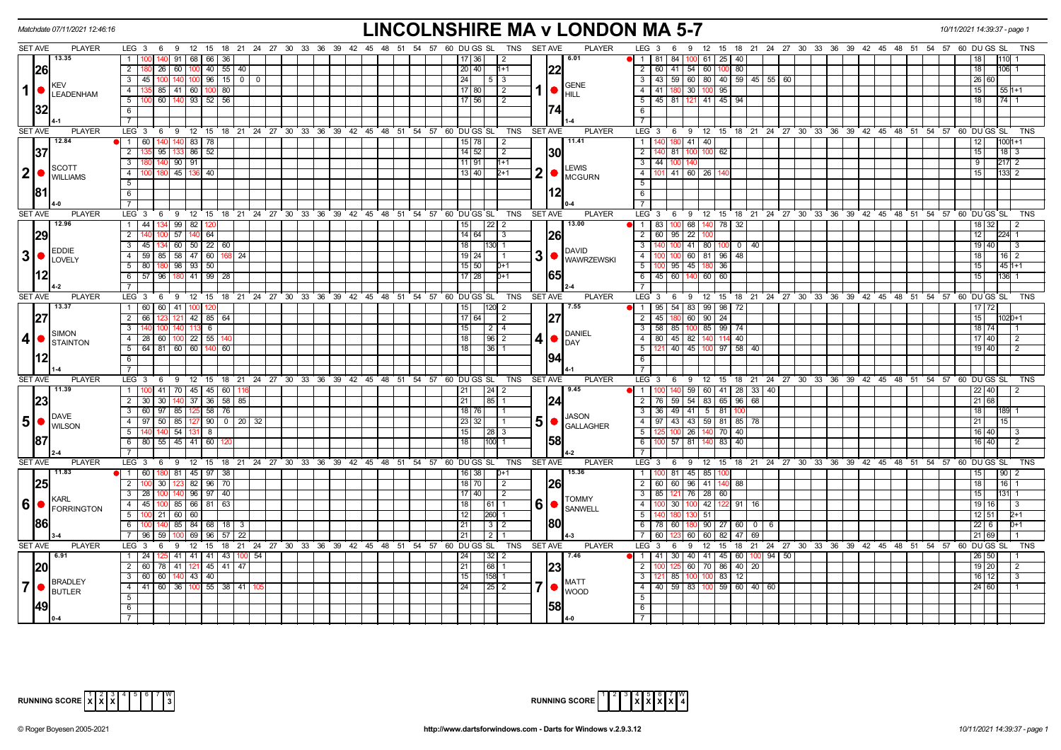Matchdate 07/11/2021 12:46:16

# LINCOLNSHIRE MA v LONDON MA 5-7

10/11/2021 14:39:37 - page 1

## Match 1: KEV LEADENHAM (Set Ave 13.35, Match Ave 26.32, 4-1) v GENE HILL (Set Ave 6.01, Match Ave 22.74, 1-4)

| LEG | KEV LEADENHAM scores | DU | GS | SL | TNS | GENE HILL scores | DU | GS | SL | TNS |
|---|---|---|---|---|---|---|---|---|---|---|
| 1 | 100 140 91 68 66 36 | 17 | 36 | | 2 | 81 84 100 61 25 40 | 18 | | 110 | 1 |
| 2 | 180 26 60 100 40 55 40 | 20 | 40 | | 1+1 | 60 41 54 60 100 80 | 18 | | 106 | 1 |
| 3 | 45 100 140 100 96 15 0 0 | 24 | | 5 | 3 | 43 59 60 80 40 59 45 55 60 | 26 | 60 | | |
| 4 | 135 85 41 60 100 80 | 17 | 80 | | 2 | 41 180 30 100 95 | 15 | | 55 | 1+1 |
| 5 | 100 60 140 93 52 56 | 17 | 56 | | 2 | 45 81 121 41 45 94 | 18 | | 74 | 1 |

## Match 2: SCOTT WILLIAMS (Set Ave 12.84, Match Ave 37.81, 4-0) v LEWIS MCGURN (Set Ave 11.41, Match Ave 30.12, 0-4)

| LEG | SCOTT WILLIAMS scores | DU | GS | SL | TNS | LEWIS MCGURN scores | DU | GS | SL | TNS |
|---|---|---|---|---|---|---|---|---|---|---|
| 1 | 60 140 140 83 78 | 15 | 78 | | 2 | 140 180 41 40 | 12 | | 100 | 1+1 |
| 2 | 135 95 133 86 52 | 14 | 52 | | 2 | 140 81 100 100 62 | 15 | | 18 | 3 |
| 3 | 180 140 90 91 | 11 | 91 | | 1+1 | 44 100 140 | 9 | | 217 | 2 |
| 4 | 100 180 45 136 40 | 13 | 40 | | 2+1 | 101 41 60 26 140 | 15 | | 133 | 2 |

## Match 3: EDDIE LOVELY (Set Ave 12.96, Match Ave 29.12, 4-2) v DAVID WAWRZEWSKI (Set Ave 13.00, Match Ave 26.65, 2-4)

| LEG | EDDIE LOVELY scores | DU | GS | SL | TNS | DAVID WAWRZEWSKI scores | DU | GS | SL | TNS |
|---|---|---|---|---|---|---|---|---|---|---|
| 1 | 44 134 99 82 120 | 15 | | 22 | 2 | 83 100 68 140 78 32 | 18 | 32 | | 2 |
| 2 | 140 100 57 140 64 | 14 | 64 | | 3 | 60 95 22 100 | 12 | | 224 | 1 |
| 3 | 45 134 60 50 22 60 | 18 | | 130 | 1 | 140 100 41 80 100 0 40 | 19 | 40 | | 3 |
| 4 | 59 85 58 47 60 168 24 | 19 | 24 | | 1 | 100 100 60 81 96 48 | 18 | | 16 | 2 |
| 5 | 80 180 98 93 50 | 15 | 50 | | 0+1 | 100 95 45 180 36 | 15 | | 45 | 1+1 |
| 6 | 57 96 180 41 99 28 | 17 | 28 | | 0+1 | 45 60 140 60 60 | 15 | | 136 | 1 |

## Match 4: SIMON STAINTON (Set Ave 13.37, Match Ave 27.12, 1-4) v DANIEL DAY (Set Ave 7.55, Match Ave 27.94, 4-1)

| LEG | SIMON STAINTON scores | DU | GS | SL | TNS | DANIEL DAY scores | DU | GS | SL | TNS |
|---|---|---|---|---|---|---|---|---|---|---|
| 1 | 60 60 41 100 120 | 15 | | 120 | 2 | 95 54 83 99 98 72 | 17 | 72 | | |
| 2 | 66 123 121 42 85 64 | 17 | 64 | | 2 | 45 180 60 90 24 | 15 | | 102 | 0+1 |
| 3 | 140 100 140 113 6 | 15 | | 2 | 4 | 58 85 100 85 99 74 | 18 | 74 | | 1 |
| 4 | 28 60 100 22 55 140 | 18 | | 96 | 2 | 80 45 82 140 114 40 | 17 | 40 | | 2 |
| 5 | 64 81 60 60 140 60 | 18 | | 36 | 1 | 121 40 45 100 97 58 40 | 19 | 40 | | 2 |

## Match 5: DAVE WILSON (Set Ave 11.39, Match Ave 23.87, 2-4) v JASON GALLAGHER (Set Ave 9.45, Match Ave 24.58, 4-2)

| LEG | DAVE WILSON scores | DU | GS | SL | TNS | JASON GALLAGHER scores | DU | GS | SL | TNS |
|---|---|---|---|---|---|---|---|---|---|---|
| 1 | 100 41 70 45 45 60 116 | 21 | | 24 | 2 | 100 140 59 60 41 28 33 40 | 22 | 40 | | 2 |
| 2 | 30 30 140 37 36 58 85 | 21 | | 85 | 1 | 76 59 54 83 65 96 68 | 21 | 68 | | |
| 3 | 60 97 85 125 58 76 | 18 | 76 | | 1 | 36 49 41 5 81 100 | 18 | | 189 | 1 |
| 4 | 97 50 85 127 90 0 20 32 | 23 | 32 | | 1 | 97 43 43 59 81 85 78 | 21 | | 15 | |
| 5 | 140 140 54 131 8 | 15 | | 28 | 3 | 125 100 26 140 70 40 | 16 | 40 | | 3 |
| 6 | 80 55 45 41 60 120 | 18 | | 100 | 1 | 100 57 81 140 83 40 | 16 | 40 | | 2 |

## Match 6: KARL FORRINGTON (Set Ave 11.83, Match Ave 25.86, 3-4) v TOMMY SANWELL (Set Ave 15.36, Match Ave 26.80, 4-3)

| LEG | KARL FORRINGTON scores | DU | GS | SL | TNS | TOMMY SANWELL scores | DU | GS | SL | TNS |
|---|---|---|---|---|---|---|---|---|---|---|
| 1 | 60 180 81 45 97 38 | 16 | 38 | | 0+1 | 100 81 45 85 100 | 15 | | 90 | 2 |
| 2 | 100 30 123 82 96 70 | 18 | 70 | | 2 | 60 60 96 41 140 88 | 18 | | 16 | 1 |
| 3 | 28 100 140 96 97 40 | 17 | 40 | | 2 | 85 121 76 28 60 | 15 | | 131 | 1 |
| 4 | 45 100 85 66 81 63 | 18 | | 61 | 1 | 100 30 100 42 122 91 16 | 19 | 16 | | 3 |
| 5 | 100 21 60 60 | 12 | | 260 | 1 | 140 180 130 51 | 12 | 51 | | 2+1 |
| 6 | 100 140 85 84 68 18 3 | 21 | | 3 | 2 | 78 60 180 90 27 60 0 6 | 22 | 6 | | 0+1 |
| 7 | 96 59 100 69 96 57 22 | 21 | | 2 | 1 | 60 123 60 60 82 47 69 | 21 | 69 | | 1 |

## Match 7: BRADLEY BUTLER (Set Ave 6.91, Match Ave 20.49, 0-4) v MATT WOOD (Set Ave 7.46, Match Ave 23.58, 4-0)

| LEG | BRADLEY BUTLER scores | DU | GS | SL | TNS | MATT WOOD scores | DU | GS | SL | TNS |
|---|---|---|---|---|---|---|---|---|---|---|
| 1 | 24 125 41 41 41 43 100 54 | 24 | | 32 | 2 | 41 30 40 41 45 60 100 94 50 | 26 | 50 | | 1 |
| 2 | 60 78 41 121 45 41 47 | 21 | | 68 | 1 | 100 125 60 70 86 40 20 | 19 | 20 | | 2 |
| 3 | 60 60 140 43 40 | 15 | | 158 | 1 | 121 85 100 100 83 12 | 16 | 12 | | 3 |
| 4 | 41 60 36 100 55 38 41 105 | 24 | | 25 | 2 | 40 59 83 100 59 60 40 60 | 24 | 60 | | 1 |

RUNNING SCORE (Lincolnshire): X X X — 3

RUNNING SCORE (London): X X X X — 4

© Roger Boyesen 2005-2021 — http://www.dartsforwindows.com - Darts for Windows v.2.9.3.12 — 10/11/2021 14:39:37 - page 1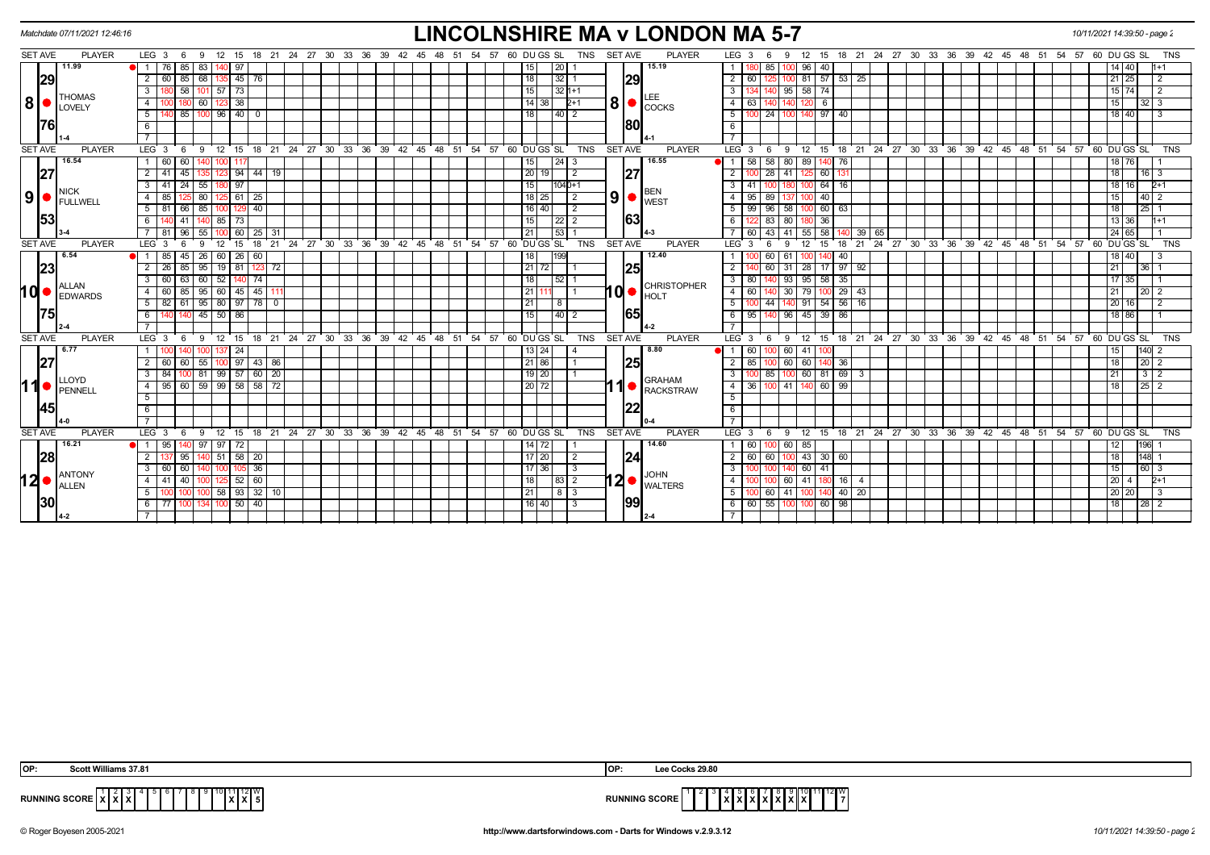Matchdate 07/11/2021 12:46:16

# LINCOLNSHIRE MA v LONDON MA 5-7

10/11/2021 14:39:50 - page 2

| SET | AVE | PLAYER | LEG | 3 | 6 | 9 | 12 | 15 | 18 | 21 | DU | GS | SL | TNS | SET | AVE | PLAYER | LEG | 3 | 6 | 9 | 12 | 15 | 18 | 21 | DU | GS | SL | TNS |
|---|---|---|---|---|---|---|---|---|---|---|---|---|---|---|---|---|---|---|---|---|---|---|---|---|---|---|---|---|---|
| 8 | 11.99 / 29 / 76 | THOMAS LOVELY (1-4) | 1 | 76 | 85 | 83 | 140 | 97 | | | 15 | | 20 | 1 | 8 | 15.19 / 29 / 80 | LEE COCKS (4-1) | 1 | 180 | 85 | 100 | 96 | 40 | | | 14 | 40 | | 1+1 |
| | | | 2 | 60 | 85 | 68 | 135 | 45 | 76 | | 18 | | 32 | 1 | | | | 2 | 60 | 125 | 100 | 81 | 57 | 53 | 25 | 21 | 25 | | 2 |
| | | | 3 | 180 | 58 | 101 | 57 | 73 | | | 15 | | 32 | 1+1 | | | | 3 | 134 | 140 | 95 | 58 | 74 | | | 15 | 74 | | 2 |
| | | | 4 | 100 | 180 | 60 | 123 | 38 | | | 14 | 38 | | 2+1 | | | | 4 | 63 | 140 | 140 | 120 | 6 | | | 15 | | 32 | 3 |
| | | | 5 | 140 | 85 | 100 | 96 | 40 | 0 | | 18 | | 40 | 2 | | | | 5 | 100 | 24 | 100 | 140 | 97 | 40 | | 18 | 40 | | 3 |
| 9 | 16.54 / 27 / 53 | NICK FULLWELL (3-4) | 1 | 60 | 60 | 140 | 100 | 117 | | | 15 | | 24 | 3 | 9 | 16.55 / 27 / 63 | BEN WEST (4-3) | 1 | 58 | 58 | 80 | 89 | 140 | 76 | | 18 | 76 | | 1 |
| | | | 2 | 41 | 45 | 135 | 123 | 94 | 44 | 19 | 20 | 19 | | 2 | | | | 2 | 100 | 28 | 41 | 125 | 60 | 131 | | 18 | | 16 | 3 |
| | | | 3 | 41 | 24 | 55 | 180 | 97 | | | 15 | | 104 | 0+1 | | | | 3 | 41 | 100 | 180 | 100 | 64 | 16 | | 18 | 16 | | 2+1 |
| | | | 4 | 85 | 125 | 80 | 125 | 61 | 25 | | 18 | 25 | | 2 | | | | 4 | 95 | 89 | 137 | 100 | 40 | | | 15 | | 40 | 2 |
| | | | 5 | 81 | 66 | 85 | 100 | 129 | 40 | | 16 | 40 | | 2 | | | | 5 | 99 | 96 | 58 | 100 | 60 | 63 | | 18 | | 25 | 1 |
| | | | 6 | 140 | 41 | 140 | 85 | 73 | | | 15 | | 22 | 2 | | | | 6 | 122 | 83 | 80 | 180 | 36 | | | 13 | 36 | | 1+1 |
| | | | 7 | 81 | 96 | 55 | 100 | 60 | 25 | 31 | 21 | | 53 | 1 | | | | 7 | 60 | 43 | 41 | 55 | 58 | 140 | 39, 65 | 24 | 65 | | 1 |
| 10 | 6.54 / 23 / 75 | ALLAN EDWARDS (2-4) | 1 | 85 | 45 | 26 | 60 | 26 | 60 | | 18 | | 199 | | 10 | 12.40 / 25 / 65 | CHRISTOPHER HOLT (4-2) | 1 | 100 | 60 | 61 | 100 | 140 | 40 | | 18 | 40 | | 3 |
| | | | 2 | 26 | 85 | 95 | 19 | 81 | 123 | 72 | 21 | 72 | | 1 | | | | 2 | 140 | 60 | 31 | 28 | 17 | 97 | 92 | 21 | | 36 | 1 |
| | | | 3 | 60 | 63 | 60 | 52 | 140 | 74 | | 18 | | 52 | 1 | | | | 3 | 80 | 140 | 93 | 95 | 58 | 35 | | 17 | 35 | | 1 |
| | | | 4 | 60 | 85 | 95 | 60 | 45 | 45 | 111 | 21 | 111 | | 1 | | | | 4 | 60 | 140 | 30 | 79 | 100 | 29 | 43 | 21 | | 20 | 2 |
| | | | 5 | 82 | 61 | 95 | 80 | 97 | 78 | 0 | 21 | | 8 | | | | | 5 | 100 | 44 | 140 | 91 | 54 | 56 | 16 | 20 | 16 | | 2 |
| | | | 6 | 140 | 140 | 45 | 50 | 86 | | | 15 | | 40 | 2 | | | | 6 | 95 | 140 | 96 | 45 | 39 | 86 | | 18 | 86 | | 1 |
| 11 | 6.77 / 27 / 45 | LLOYD PENNELL (4-0) | 1 | 100 | 140 | 100 | 137 | 24 | | | 13 | 24 | | 4 | 11 | 8.80 / 25 / 22 | GRAHAM RACKSTRAW (0-4) | 1 | 60 | 100 | 60 | 41 | 100 | | | 15 | | 140 | 2 |
| | | | 2 | 60 | 60 | 55 | 100 | 97 | 43 | 86 | 21 | 86 | | 1 | | | | 2 | 85 | 100 | 60 | 60 | 140 | 36 | | 18 | | 20 | 2 |
| | | | 3 | 84 | 100 | 81 | 99 | 57 | 60 | 20 | 19 | 20 | | 1 | | | | 3 | 100 | 85 | 100 | 60 | 81 | 69 | 3 | 21 | | 3 | 2 |
| | | | 4 | 95 | 60 | 59 | 99 | 58 | 58 | 72 | 20 | 72 | | | | | | 4 | 36 | 100 | 41 | 140 | 60 | 99 | | 18 | | 25 | 2 |
| 12 | 16.21 / 28 / 30 | ANTONY ALLEN (4-2) | 1 | 95 | 140 | 97 | 97 | 72 | | | 14 | 72 | | 1 | 12 | 14.60 / 24 / 99 | JOHN WALTERS (2-4) | 1 | 60 | 100 | 60 | 85 | | | | 12 | | 196 | 1 |
| | | | 2 | 137 | 95 | 140 | 51 | 58 | 20 | | 17 | 20 | | 2 | | | | 2 | 60 | 60 | 100 | 43 | 30 | 60 | | 18 | | 148 | 1 |
| | | | 3 | 60 | 60 | 140 | 100 | 105 | 36 | | 17 | 36 | | 3 | | | | 3 | 100 | 100 | 140 | 60 | 41 | | | 15 | | 60 | 3 |
| | | | 4 | 41 | 40 | 100 | 125 | 52 | 60 | | 18 | | 83 | 2 | | | | 4 | 100 | 100 | 60 | 41 | 180 | 16 | 4 | 20 | 4 | | 2+1 |
| | | | 5 | 100 | 100 | 100 | 58 | 93 | 32 | 10 | 21 | | 8 | 3 | | | | 5 | 100 | 60 | 41 | 100 | 140 | 40 | 20 | 20 | 20 | | 3 |
| | | | 6 | 77 | 100 | 134 | 100 | 50 | 40 | | 16 | 40 | | 3 | | | | 6 | 60 | 55 | 100 | 100 | 60 | 98 | | 18 | | 28 | 2 |

OP: Scott Williams 37.81

OP: Lee Cocks 29.80

RUNNING SCORE (Lincolnshire): 1 X, 2 X, 3 X, 11 X, 12 X — W: 5

RUNNING SCORE (London): 4 X, 5 X, 6 X, 7 X, 8 X, 9 X, 10 X — W: 7

© Roger Boyesen 2005-2021 | http://www.dartsforwindows.com - Darts for Windows v.2.9.3.12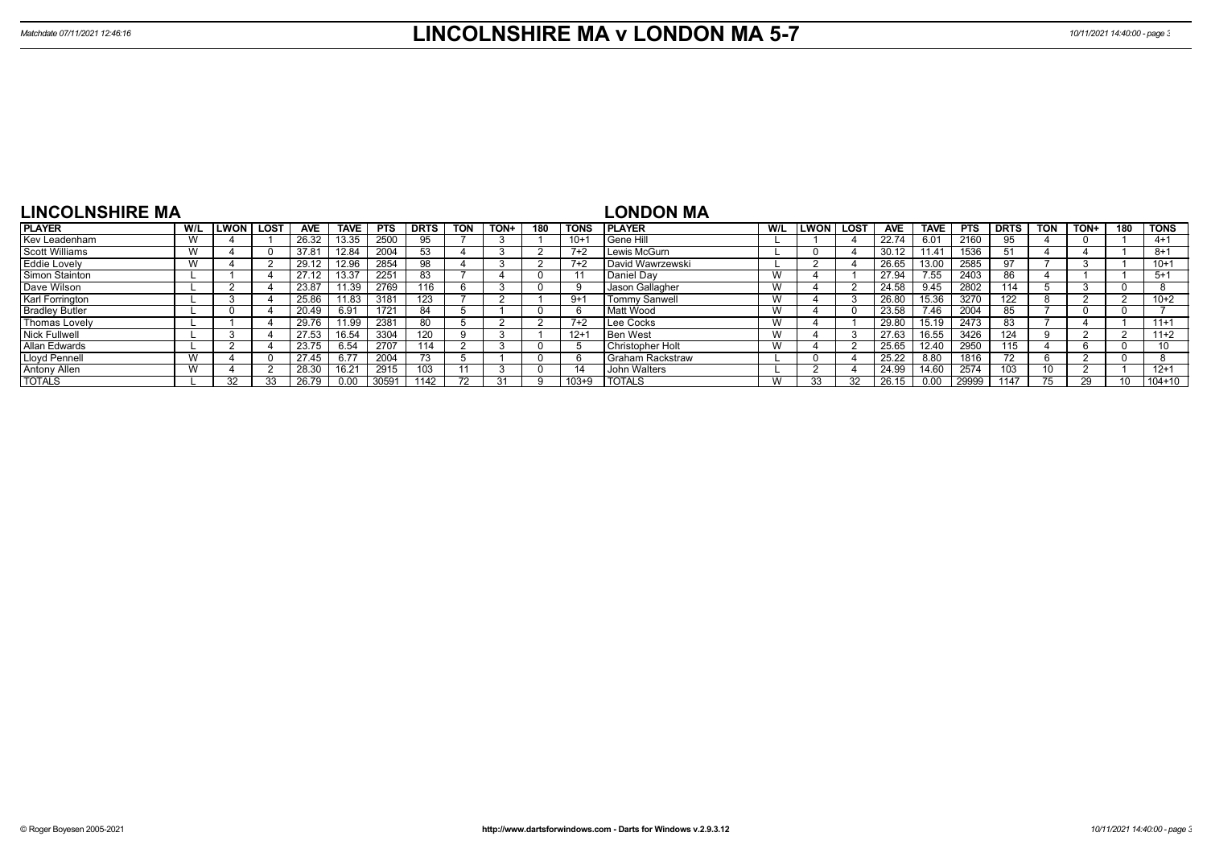# LINCOLNSHIRE MA v LONDON MA 5-7

Matchdate 07/11/2021 12:46:16

## LINCOLNSHIRE MA

| PLAYER | W/L | LWON | LOST | AVE | TAVE | PTS | DRTS | TON | TON+ | 180 | TONS |
|---|---|---|---|---|---|---|---|---|---|---|---|
| Kev Leadenham | W | 4 | 1 | 26.32 | 13.35 | 2500 | 95 | 7 | 3 | 1 | 10+1 |
| Scott Williams | W | 4 | 0 | 37.81 | 12.84 | 2004 | 53 | 4 | 3 | 2 | 7+2 |
| Eddie Lovely | W | 4 | 2 | 29.12 | 12.96 | 2854 | 98 | 4 | 3 | 2 | 7+2 |
| Simon Stainton | L | 1 | 4 | 27.12 | 13.37 | 2251 | 83 | 7 | 4 | 0 | 11 |
| Dave Wilson | L | 2 | 4 | 23.87 | 11.39 | 2769 | 116 | 6 | 3 | 0 | 9 |
| Karl Forrington | L | 3 | 4 | 25.86 | 11.83 | 3181 | 123 | 7 | 2 | 1 | 9+1 |
| Bradley Butler | L | 0 | 4 | 20.49 | 6.91 | 1721 | 84 | 5 | 1 | 0 | 6 |
| Thomas Lovely | L | 1 | 4 | 29.76 | 11.99 | 2381 | 80 | 5 | 2 | 2 | 7+2 |
| Nick Fullwell | L | 3 | 4 | 27.53 | 16.54 | 3304 | 120 | 9 | 3 | 1 | 12+1 |
| Allan Edwards | L | 2 | 4 | 23.75 | 6.54 | 2707 | 114 | 2 | 3 | 0 | 5 |
| Lloyd Pennell | W | 4 | 0 | 27.45 | 6.77 | 2004 | 73 | 5 | 1 | 0 | 6 |
| Antony Allen | W | 4 | 2 | 28.30 | 16.21 | 2915 | 103 | 11 | 3 | 0 | 14 |
| TOTALS | L | 32 | 33 | 26.79 | 0.00 | 30591 | 1142 | 72 | 31 | 9 | 103+9 |

## LONDON MA

| PLAYER | W/L | LWON | LOST | AVE | TAVE | PTS | DRTS | TON | TON+ | 180 | TONS |
|---|---|---|---|---|---|---|---|---|---|---|---|
| Gene Hill | L | 1 | 4 | 22.74 | 6.01 | 2160 | 95 | 4 | 0 | 1 | 4+1 |
| Lewis McGurn | L | 0 | 4 | 30.12 | 11.41 | 1536 | 51 | 4 | 4 | 1 | 8+1 |
| David Wawrzewski | L | 2 | 4 | 26.65 | 13.00 | 2585 | 97 | 7 | 3 | 1 | 10+1 |
| Daniel Day | W | 4 | 1 | 27.94 | 7.55 | 2403 | 86 | 4 | 1 | 1 | 5+1 |
| Jason Gallagher | W | 4 | 2 | 24.58 | 9.45 | 2802 | 114 | 5 | 3 | 0 | 8 |
| Tommy Sanwell | W | 4 | 3 | 26.80 | 15.36 | 3270 | 122 | 8 | 2 | 2 | 10+2 |
| Matt Wood | W | 4 | 0 | 23.58 | 7.46 | 2004 | 85 | 7 | 0 | 0 | 7 |
| Lee Cocks | W | 4 | 1 | 29.80 | 15.19 | 2473 | 83 | 7 | 4 | 1 | 11+1 |
| Ben West | W | 4 | 3 | 27.63 | 16.55 | 3426 | 124 | 9 | 2 | 2 | 11+2 |
| Christopher Holt | W | 4 | 2 | 25.65 | 12.40 | 2950 | 115 | 4 | 6 | 0 | 10 |
| Graham Rackstraw | L | 0 | 4 | 25.22 | 8.80 | 1816 | 72 | 6 | 2 | 0 | 8 |
| John Walters | L | 2 | 4 | 24.99 | 14.60 | 2574 | 103 | 10 | 2 | 1 | 12+1 |
| TOTALS | W | 33 | 32 | 26.15 | 0.00 | 29999 | 1147 | 75 | 29 | 10 | 104+10 |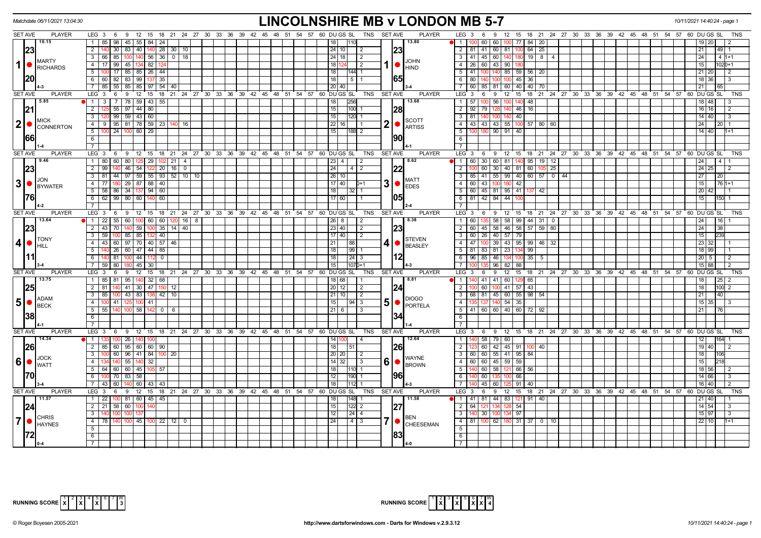Matchdate 06/11/2021 13:04:30

# LINCOLNSHIRE MB v LONDON MB 5-7

10/11/2021 14:40:24 - page 1

| SET AVE | PLAYER | LEG | 3 | 6 | 9 | 12 | 15 | 18 | 21 | 24 | 27 | 30 | DU | GS | SL | TNS | SET AVE | PLAYER | LEG | 3 | 6 | 9 | 12 | 15 | 18 | 21 | 24 | 27 | 30 | DU | GS | SL | TNS |
|---|---|---|---|---|---|---|---|---|---|---|---|---|---|---|---|---|---|---|---|---|---|---|---|---|---|---|---|---|---|---|---|---|---|
| 10.15 | MARTY RICHARDS | 1 | 85 | 98 | 45 | 55 | 84 | 24 | | | | | 18 | | 110 | | 13.80 | JOHN HIND | 1 | 100 | 60 | 60 | 100 | 77 | 84 | 20 | | | | 19 | 20 | | 2 |
| 23 | | 2 | 140 | 30 | 83 | 40 | 140 | 28 | 30 | 10 | | | 24 | 10 | | 2 | 23 | | 2 | 81 | 41 | 60 | 81 | 100 | 64 | 25 | | | | 21 | | 49 | 1 |
| | | 3 | 66 | 85 | 100 | 140 | 56 | 36 | 0 | 18 | | | 24 | 18 | | 2 | | | 3 | 41 | 45 | 60 | 140 | 180 | 19 | 8 | 4 | | | 24 | | 4 | 1+1 |
| | | 4 | 17 | 99 | 45 | 134 | 82 | 124 | | | | | 18 | 124 | | 2 | | | 4 | 26 | 60 | 43 | 90 | 180 | | | | | | 15 | | 102 | 0+1 |
| | | 5 | 100 | 17 | 85 | 85 | 26 | 44 | | | | | 18 | | 144 | 1 | | | 5 | 41 | 100 | 140 | 85 | 59 | 56 | 20 | | | | 21 | 20 | | 2 |
| 20 | | 6 | 60 | 82 | 83 | 99 | 137 | 35 | | | | | 18 | | 5 | 1 | 65 | | 6 | 80 | 140 | 100 | 100 | 45 | 36 | | | | | 18 | 36 | | 3 |
| | 4-3 | 7 | 85 | 55 | 85 | 85 | 97 | 54 | 40 | | | | 20 | 40 | | | | 3-4 | 7 | 60 | 85 | 81 | 60 | 40 | 40 | 70 | | | | 21 | | 65 | |
| 5.85 | MICK CONNERTON | 1 | 3 | 7 | 78 | 59 | 43 | 55 | | | | | 18 | | 256 | | 13.68 | SCOTT ARTISS | 1 | 57 | 100 | 56 | 100 | 140 | 48 | | | | | 18 | 48 | | 3 |
| 21 | | 2 | 125 | 55 | 97 | 44 | 80 | | | | | | 15 | | 100 | 1 | 28 | | 2 | 92 | 79 | 128 | 140 | 46 | 16 | | | | | 16 | 16 | | 2 |
| | | 3 | 120 | 99 | 59 | 43 | 60 | | | | | | 15 | | 120 | 1 | | | 3 | 81 | 140 | 100 | 140 | 40 | | | | | | 14 | 40 | | 3 |
| | | 4 | 9 | 95 | 81 | 78 | 59 | 23 | 140 | 16 | | | 22 | 16 | | 1 | | | 4 | 43 | 43 | 43 | 55 | 100 | 57 | 80 | 60 | | | 24 | | 20 | 1 |
| | | 5 | 100 | 24 | 100 | 60 | 29 | | | | | | 15 | | 188 | 2 | | | 5 | 100 | 180 | 90 | 91 | 40 | | | | | | 14 | 40 | | 1+1 |
| 66 | 1-4 | | | | | | | | | | | | | | | | 90 | 4-1 | | | | | | | | | | | | | | | |
| 9.46 | JON BYWATER | 1 | 80 | 60 | 80 | 125 | 29 | 102 | 21 | 4 | | | 23 | 4 | | 2 | 8.62 | MATT EDES | 1 | 60 | 30 | 60 | 81 | 140 | 95 | 19 | 12 | | | 24 | | 4 | 1 |
| 23 | | 2 | 99 | 140 | 46 | 54 | 122 | 20 | 16 | 0 | | | 24 | | 4 | 2 | 22 | | 2 | 100 | 60 | 30 | 40 | 81 | 60 | 105 | 25 | | | 24 | 25 | | 2 |
| | | 3 | 81 | 44 | 97 | 59 | 55 | 93 | 52 | 10 | 10 | | 26 | 10 | | | | | 3 | 85 | 41 | 55 | 99 | 40 | 60 | 57 | 0 | 44 | | 27 | | 20 | |
| | | 4 | 77 | 180 | 29 | 87 | 88 | 40 | | | | | 17 | 40 | | 0+1 | | | 4 | 60 | 43 | 100 | 180 | 42 | | | | | | 15 | | 76 | 1+1 |
| | | 5 | 58 | 86 | 34 | 137 | 94 | 60 | | | | | 18 | | 32 | 1 | | | 5 | 60 | 45 | 81 | 95 | 41 | 137 | 42 | | | | 20 | 42 | | 1 |
| 76 | 4-2 | 6 | 62 | 99 | 80 | 60 | 140 | 60 | | | | | 17 | 60 | | 1 | 05 | 2-4 | 6 | 81 | 42 | 84 | 44 | 100 | | | | | | 15 | | 150 | 1 |
| 13.64 | TONY HILL | 1 | 22 | 55 | 60 | 100 | 60 | 60 | 120 | 16 | 8 | | 26 | 8 | | 2 | 8.38 | STEVEN BEASLEY | 1 | 60 | 135 | 58 | 58 | 99 | 44 | 31 | 0 | | | 24 | | 16 | 1 |
| 23 | | 2 | 43 | 70 | 140 | 59 | 100 | 35 | 14 | 40 | | | 23 | 40 | | 2 | 23 | | 2 | 60 | 45 | 58 | 46 | 58 | 57 | 59 | 80 | | | 24 | | 38 | |
| | | 3 | 59 | 100 | 85 | 85 | 132 | 40 | | | | | 17 | 40 | | 2 | | | 3 | 60 | 26 | 40 | 57 | 79 | | | | | | 15 | | 239 | |
| | | 4 | 43 | 60 | 97 | 70 | 40 | 57 | 46 | | | | 21 | | 88 | | | | 4 | 47 | 100 | 39 | 43 | 95 | 99 | 46 | 32 | | | 23 | 32 | | 1 |
| | | 5 | 140 | 26 | 60 | 47 | 44 | 85 | | | | | 18 | | 99 | 1 | | | 5 | 81 | 83 | 81 | 23 | 134 | 99 | | | | | 18 | 99 | | 1 |
| 11 | | 6 | 140 | 81 | 100 | 44 | 112 | 0 | | | | | 18 | | 24 | 3 | 12 | | 6 | 96 | 85 | 46 | 134 | 100 | 35 | 5 | | | | 20 | 5 | | 2 |
| | 3-4 | 7 | 59 | 80 | 180 | 45 | 30 | | | | | | 15 | | 107 | 0+1 | | 4-3 | 7 | 100 | 135 | 96 | 82 | 88 | | | | | | 15 | 88 | | 2 |
| 13.75 | ADAM BECK | 1 | 85 | 81 | 95 | 140 | 32 | 68 | | | | | 18 | 68 | | 1 | 8.81 | DIOGO PORTELA | 1 | 140 | 41 | 41 | 60 | 129 | 65 | | | | | 18 | | 25 | 2 |
| 25 | | 2 | 81 | 140 | 41 | 30 | 47 | 150 | 12 | | | | 20 | 12 | | 2 | 24 | | 2 | 100 | 60 | 100 | 41 | 57 | 43 | | | | | 18 | | 100 | 2 |
| | | 3 | 85 | 100 | 43 | 83 | 138 | 42 | 10 | | | | 21 | 10 | | 2 | | | 3 | 68 | 81 | 45 | 60 | 55 | 98 | 54 | | | | 21 | | 40 | |
| | | 4 | 100 | 41 | 125 | 100 | 41 | | | | | | 15 | | 94 | 3 | | | 4 | 135 | 137 | 140 | 54 | 35 | | | | | | 15 | 35 | | 3 |
| | | 5 | 55 | 140 | 100 | 58 | 142 | 0 | 6 | | | | 21 | 6 | | 3 | | | 5 | 41 | 60 | 60 | 40 | 60 | 72 | 92 | | | | 21 | | 76 | |
| 38 | 4-1 | | | | | | | | | | | | | | | | 34 | 1-4 | | | | | | | | | | | | | | | |
| 14.34 | JOCK WATT | 1 | 135 | 100 | 26 | 140 | 100 | | | | | | 14 | 100 | | 4 | 12.64 | WAYNE BROWN | 1 | 140 | 58 | 79 | 60 | | | | | | | 12 | | 164 | 1 |
| 26 | | 2 | 85 | 60 | 95 | 60 | 60 | 90 | | | | | 18 | | 51 | | 26 | | 2 | 123 | 60 | 42 | 45 | 91 | 100 | 40 | | | | 19 | 40 | | 2 |
| | | 3 | 100 | 60 | 96 | 41 | 84 | 100 | 20 | | | | 20 | 20 | | 2 | | | 3 | 60 | 60 | 55 | 41 | 95 | 84 | | | | | 18 | | 106 | |
| | | 4 | 134 | 140 | 55 | 140 | 32 | | | | | | 14 | 32 | | 3 | | | 4 | 60 | 60 | 45 | 59 | 59 | | | | | | 15 | | 218 | |
| | | 5 | 64 | 60 | 60 | 45 | 105 | 57 | | | | | 18 | | 110 | 1 | | | 5 | 140 | 60 | 58 | 121 | 66 | 56 | | | | | 18 | 56 | | 2 |
| 70 | | 6 | 100 | 70 | 83 | 58 | | | | | | | 12 | | 190 | 1 | 96 | | 6 | 140 | 60 | 135 | 100 | 66 | | | | | | 14 | 66 | | 3 |
| | 3-4 | 7 | 43 | 60 | 140 | 60 | 43 | 43 | | | | | 18 | | 112 | 1 | | 4-3 | 7 | 140 | 45 | 60 | 125 | 91 | 40 | | | | | 16 | 40 | | 2 |
| 11.57 | CHRIS HAYNES | 1 | 22 | 100 | 81 | 60 | 45 | 45 | | | | | 18 | | 148 | 1 | 11.58 | BEN CHEESEMAN | 1 | 41 | 81 | 44 | 83 | 121 | 91 | 40 | | | | 21 | 40 | | 1 |
| 24 | | 2 | 21 | 58 | 60 | 100 | 140 | | | | | | 15 | | 122 | 2 | 27 | | 2 | 64 | 121 | 134 | 128 | 54 | | | | | | 14 | 54 | | 3 |
| | | 3 | 140 | 100 | 100 | 137 | | | | | | | 12 | | 24 | 4 | | | 3 | 140 | 30 | 100 | 134 | 97 | | | | | | 15 | 97 | | 3 |
| | | 4 | 78 | 140 | 100 | 45 | 100 | 22 | 12 | 0 | | | 24 | | 4 | 3 | | | 4 | 81 | 100 | 62 | 180 | 31 | 37 | 0 | 10 | | | 22 | 10 | | 1+1 |
| 72 | 0-4 | | | | | | | | | | | | | | | | 83 | 4-0 | | | | | | | | | | | | | | | |

RUNNING SCORE: 1 2 3 4 5 6 7 W — X X — 3

RUNNING SCORE: 1 2 3 4 5 6 7 W — X X X X — 4

© Roger Boyesen 2005-2021 http://www.dartsforwindows.com - Darts for Windows v.2.9.3.12 10/11/2021 14:40:24 - page 1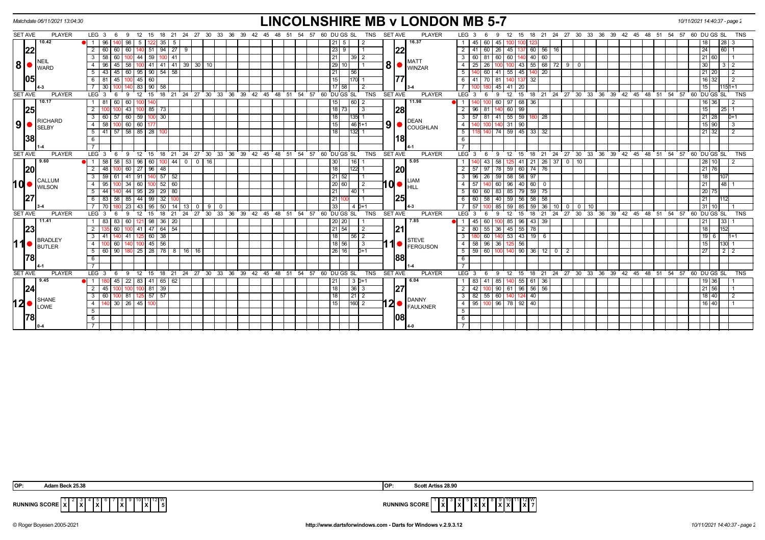# LINCOLNSHIRE MB v LONDON MB 5-7

Matchdate 06/11/2021 13:04:30

## Set 8

| SET AVE | PLAYER | LEG | 3 | 6 | 9 | 12 | 15 | 18 | 21 | 24 | 27 | 30 | DU | GS | SL | TNS |
|---|---|---|---|---|---|---|---|---|---|---|---|---|---|---|---|---|
| 10.42 | NEIL WARD | 1 | 96 | 140 | 98 | 5 | 122 | 35 | 5 | | | | 21 | 5 | | 2 |
| 22 | | 2 | 60 | 60 | 60 | 140 | 51 | 94 | 27 | 9 | | | 23 | 9 | | 1 |
| | | 3 | 58 | 60 | 100 | 44 | 59 | 100 | 41 | | | | 21 | | 39 | 2 |
| | | 4 | 96 | 45 | 58 | 100 | 41 | 41 | 41 | 39 | 30 | 10 | 29 | 10 | | 1 |
| 05 | | 5 | 43 | 45 | 60 | 95 | 90 | 54 | 58 | | | | 21 | | 56 | |
| | | 6 | 81 | 45 | 100 | 45 | 60 | | | | | | 15 | | 170 | 1 |
| | 4-3 | 7 | 30 | 100 | 140 | 83 | 90 | 58 | | | | | 17 | 58 | | 2 |

| SET AVE | PLAYER | LEG | 3 | 6 | 9 | 12 | 15 | 18 | 21 | 24 | 27 | 30 | DU | GS | SL | TNS |
|---|---|---|---|---|---|---|---|---|---|---|---|---|---|---|---|---|
| 16.37 | MATT WINZAR | 1 | 45 | 60 | 45 | 100 | 100 | 123 | | | | | 18 | | 28 | 3 |
| 22 | | 2 | 41 | 60 | 26 | 45 | 137 | 60 | 56 | 16 | | | 24 | | 60 | 1 |
| | | 3 | 60 | 81 | 60 | 60 | 140 | 40 | 60 | | | | 21 | 60 | | 1 |
| | | 4 | 25 | 26 | 100 | 100 | 43 | 55 | 68 | 72 | 9 | 0 | 30 | | 3 | 2 |
| 77 | | 5 | 140 | 60 | 41 | 55 | 45 | 140 | 20 | | | | 21 | 20 | | 2 |
| | | 6 | 41 | 70 | 81 | 140 | 137 | 32 | | | | | 16 | 32 | | 2 |
| | 3-4 | 7 | 100 | 180 | 45 | 41 | 20 | | | | | | 15 | | 115 | 1+1 |

## Set 9

| SET AVE | PLAYER | LEG | 3 | 6 | 9 | 12 | 15 | 18 | 21 | DU | GS | SL | TNS |
|---|---|---|---|---|---|---|---|---|---|---|---|---|---|
| 10.17 | RICHARD SELBY | 1 | 81 | 60 | 60 | 100 | 140 | | | 15 | | 60 | 2 |
| 25 | | 2 | 100 | 100 | 43 | 100 | 85 | 73 | | 18 | 73 | | 3 |
| | | 3 | 60 | 57 | 60 | 59 | 100 | 30 | | 18 | | 135 | 1 |
| | | 4 | 58 | 100 | 60 | 60 | 177 | | | 15 | | 46 | 1+1 |
| 38 | | 5 | 41 | 57 | 58 | 85 | 28 | 100 | | 18 | | 132 | 1 |
| | 1-4 | 6 | | | | | | | | | | | |

| SET AVE | PLAYER | LEG | 3 | 6 | 9 | 12 | 15 | 18 | 21 | DU | GS | SL | TNS |
|---|---|---|---|---|---|---|---|---|---|---|---|---|---|
| 11.98 | DEAN COUGHLAN | 1 | 140 | 100 | 60 | 97 | 68 | 36 | | 16 | 36 | | 2 |
| 28 | | 2 | 96 | 81 | 140 | 60 | 99 | | | 15 | | 25 | 1 |
| | | 3 | 57 | 81 | 41 | 55 | 59 | 180 | 28 | 21 | 28 | | 0+1 |
| | | 4 | 140 | 100 | 140 | 31 | 90 | | | 15 | 90 | | 3 |
| 18 | | 5 | 118 | 140 | 74 | 59 | 45 | 33 | 32 | 21 | 32 | | 2 |
| | 4-1 | 6 | | | | | | | | | | | |

## Set 10

| SET AVE | PLAYER | LEG | 3 | 6 | 9 | 12 | 15 | 18 | 21 | 24 | 27 | 30 | 33 | DU | GS | SL | TNS |
|---|---|---|---|---|---|---|---|---|---|---|---|---|---|---|---|---|---|
| 9.60 | CALLUM WILSON | 1 | 58 | 58 | 53 | 96 | 60 | 100 | 44 | 0 | 0 | 16 | | 30 | | 16 | 1 |
| 20 | | 2 | 48 | 100 | 60 | 27 | 96 | 48 | | | | | | 18 | | 122 | 1 |
| | | 3 | 59 | 61 | 41 | 91 | 140 | 57 | 52 | | | | | 21 | 52 | | 1 |
| | | 4 | 95 | 100 | 34 | 60 | 100 | 52 | 60 | | | | | 20 | 60 | | 2 |
| 27 | | 5 | 44 | 140 | 44 | 95 | 29 | 29 | 80 | | | | | 21 | | 40 | 1 |
| | | 6 | 83 | 58 | 85 | 44 | 99 | 32 | 100 | | | | | 21 | 100 | | 1 |
| | 3-4 | 7 | 70 | 180 | 23 | 43 | 95 | 50 | 14 | 13 | 0 | 9 | 0 | 33 | | 4 | 0+1 |

| SET AVE | PLAYER | LEG | 3 | 6 | 9 | 12 | 15 | 18 | 21 | 24 | 27 | 30 | 33 | DU | GS | SL | TNS |
|---|---|---|---|---|---|---|---|---|---|---|---|---|---|---|---|---|---|
| 5.05 | LIAM HILL | 1 | 140 | 43 | 58 | 125 | 41 | 21 | 26 | 37 | 0 | 10 | | 28 | 10 | | 2 |
| 20 | | 2 | 57 | 97 | 78 | 59 | 60 | 74 | 76 | | | | | 21 | 76 | | |
| | | 3 | 96 | 26 | 59 | 58 | 58 | 97 | | | | | | 18 | | 107 | |
| | | 4 | 57 | 140 | 60 | 96 | 40 | 60 | 0 | | | | | 21 | | 48 | 1 |
| 25 | | 5 | 60 | 60 | 83 | 85 | 79 | 59 | 75 | | | | | 20 | 75 | | |
| | | 6 | 60 | 58 | 40 | 59 | 56 | 58 | 58 | | | | | 21 | | 112 | |
| | 4-3 | 7 | 57 | 100 | 85 | 59 | 85 | 59 | 36 | 10 | 0 | 0 | 10 | 31 | 10 | | 1 |

## Set 11

| SET AVE | PLAYER | LEG | 3 | 6 | 9 | 12 | 15 | 18 | 21 | 24 | 27 | DU | GS | SL | TNS |
|---|---|---|---|---|---|---|---|---|---|---|---|---|---|---|---|
| 11.41 | BRADLEY BUTLER | 1 | 83 | 83 | 60 | 121 | 98 | 36 | 20 | | | 20 | 20 | | 1 |
| 23 | | 2 | 135 | 60 | 100 | 41 | 47 | 64 | 54 | | | 21 | 54 | | 2 |
| | | 3 | 41 | 140 | 41 | 125 | 60 | 38 | | | | 18 | | 56 | 2 |
| | | 4 | 100 | 60 | 140 | 100 | 45 | 56 | | | | 18 | 56 | | 3 |
| 78 | | 5 | 60 | 90 | 180 | 25 | 28 | 78 | 8 | 16 | 16 | 26 | 16 | | 0+1 |
| | 4-1 | 6 | | | | | | | | | | | | | |

| SET AVE | PLAYER | LEG | 3 | 6 | 9 | 12 | 15 | 18 | 21 | 24 | 27 | DU | GS | SL | TNS |
|---|---|---|---|---|---|---|---|---|---|---|---|---|---|---|---|
| 7.85 | STEVE FERGUSON | 1 | 45 | 60 | 100 | 85 | 96 | 43 | 39 | | | 21 | | 33 | 1 |
| 21 | | 2 | 80 | 55 | 36 | 45 | 55 | 78 | | | | 18 | | 152 | |
| | | 3 | 180 | 60 | 140 | 53 | 43 | 19 | 6 | | | 19 | 6 | | 1+1 |
| | | 4 | 58 | 96 | 36 | 125 | 56 | | | | | 15 | | 130 | 1 |
| 88 | | 5 | 59 | 60 | 100 | 140 | 90 | 36 | 12 | 0 | 2 | 27 | | 2 | 2 |
| | 1-4 | 6 | | | | | | | | | | | | | |

## Set 12

| SET AVE | PLAYER | LEG | 3 | 6 | 9 | 12 | 15 | 18 | 21 | DU | GS | SL | TNS |
|---|---|---|---|---|---|---|---|---|---|---|---|---|---|
| 9.45 | SHANE LOWE | 1 | 180 | 45 | 22 | 83 | 41 | 65 | 62 | 21 | | 3 | 0+1 |
| 24 | | 2 | 45 | 100 | 100 | 100 | 81 | 39 | | 18 | | 36 | 3 |
| | | 3 | 60 | 100 | 81 | 125 | 57 | 57 | | 18 | | 21 | 2 |
| | | 4 | 140 | 30 | 26 | 45 | 100 | | | 15 | | 160 | 2 |
| 78 | | 5 | | | | | | | | | | | |
| | 0-4 | 6 | | | | | | | | | | | |

| SET AVE | PLAYER | LEG | 3 | 6 | 9 | 12 | 15 | 18 | 21 | DU | GS | SL | TNS |
|---|---|---|---|---|---|---|---|---|---|---|---|---|---|
| 6.04 | DANNY FAULKNER | 1 | 83 | 41 | 85 | 140 | 55 | 61 | 36 | 19 | 36 | | 1 |
| 27 | | 2 | 42 | 100 | 90 | 61 | 96 | 56 | 56 | 21 | 56 | | 1 |
| | | 3 | 82 | 55 | 60 | 140 | 124 | 40 | | 18 | 40 | | 2 |
| | | 4 | 95 | 100 | 96 | 78 | 92 | 40 | | 16 | 40 | | 1 |
| 08 | | 5 | | | | | | | | | | | |
| | 4-0 | 6 | | | | | | | | | | | |

OP: Adam Beck 25.38

OP: Scott Artiss 28.90

**RUNNING SCORE (Lincolnshire)**

| 1 | 2 | 3 | 4 | 5 | 6 | 7 | 8 | 9 | 10 | 11 | 12 | W |
|---|---|---|---|---|---|---|---|---|---|---|---|---|
| X | | X | | X | | | X | | | X | | 5 |

**RUNNING SCORE (London)**

| 1 | 2 | 3 | 4 | 5 | 6 | 7 | 8 | 9 | 10 | 11 | 12 | W |
|---|---|---|---|---|---|---|---|---|---|---|---|---|
| | X | | X | | X | X | | X | X | | X | 7 |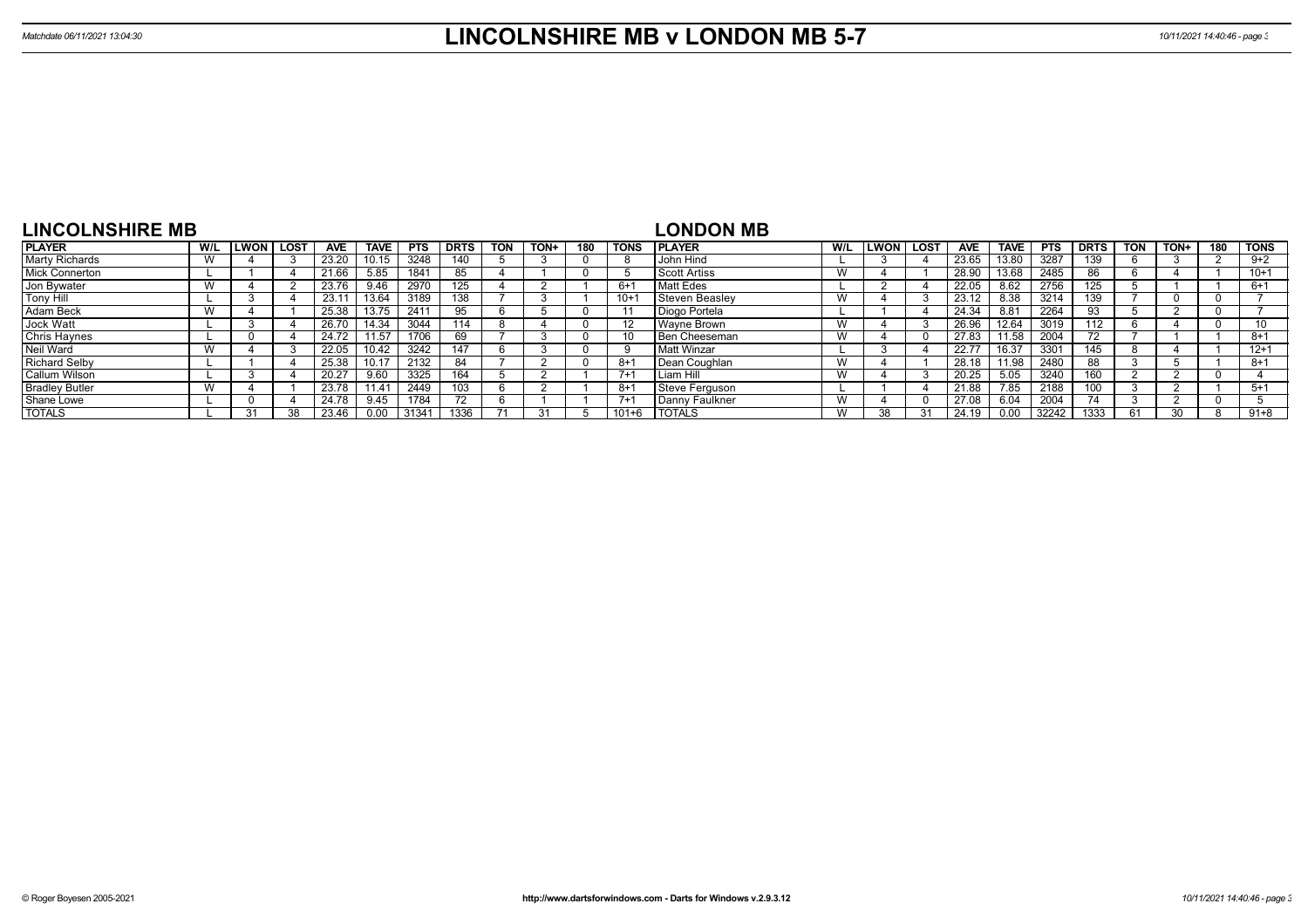# LINCOLNSHIRE MB v LONDON MB 5-7

Matchdate 06/11/2021 13:04:30

## LINCOLNSHIRE MB

| PLAYER | W/L | LWON | LOST | AVE | TAVE | PTS | DRTS | TON | TON+ | 180 | TONS |
|---|---|---|---|---|---|---|---|---|---|---|---|
| Marty Richards | W | 4 | 3 | 23.20 | 10.15 | 3248 | 140 | 5 | 3 | 0 | 8 |
| Mick Connerton | L | 1 | 4 | 21.66 | 5.85 | 1841 | 85 | 4 | 1 | 0 | 5 |
| Jon Bywater | W | 4 | 2 | 23.76 | 9.46 | 2970 | 125 | 4 | 2 | 1 | 6+1 |
| Tony Hill | L | 3 | 4 | 23.11 | 13.64 | 3189 | 138 | 7 | 3 | 1 | 10+1 |
| Adam Beck | W | 4 | 1 | 25.38 | 13.75 | 2411 | 95 | 6 | 5 | 0 | 11 |
| Jock Watt | L | 3 | 4 | 26.70 | 14.34 | 3044 | 114 | 8 | 4 | 0 | 12 |
| Chris Haynes | L | 0 | 4 | 24.72 | 11.57 | 1706 | 69 | 7 | 3 | 0 | 10 |
| Neil Ward | W | 4 | 3 | 22.05 | 10.42 | 3242 | 147 | 6 | 3 | 0 | 9 |
| Richard Selby | L | 1 | 4 | 25.38 | 10.17 | 2132 | 84 | 7 | 2 | 0 | 8+1 |
| Callum Wilson | L | 3 | 4 | 20.27 | 9.60 | 3325 | 164 | 5 | 2 | 1 | 7+1 |
| Bradley Butler | W | 4 | 1 | 23.78 | 11.41 | 2449 | 103 | 6 | 2 | 1 | 8+1 |
| Shane Lowe | L | 0 | 4 | 24.78 | 9.45 | 1784 | 72 | 6 | 1 | 1 | 7+1 |
| TOTALS | L | 31 | 38 | 23.46 | 0.00 | 31341 | 1336 | 71 | 31 | 5 | 101+6 |

## LONDON MB

| PLAYER | W/L | LWON | LOST | AVE | TAVE | PTS | DRTS | TON | TON+ | 180 | TONS |
|---|---|---|---|---|---|---|---|---|---|---|---|
| John Hind | L | 3 | 4 | 23.65 | 13.80 | 3287 | 139 | 6 | 3 | 2 | 9+2 |
| Scott Artiss | W | 4 | 1 | 28.90 | 13.68 | 2485 | 86 | 6 | 4 | 1 | 10+1 |
| Matt Edes | L | 2 | 4 | 22.05 | 8.62 | 2756 | 125 | 5 | 1 | 1 | 6+1 |
| Steven Beasley | W | 4 | 3 | 23.12 | 8.38 | 3214 | 139 | 7 | 0 | 0 | 7 |
| Diogo Portela | L | 1 | 4 | 24.34 | 8.81 | 2264 | 93 | 5 | 2 | 0 | 7 |
| Wayne Brown | W | 4 | 3 | 26.96 | 12.64 | 3019 | 112 | 6 | 4 | 0 | 10 |
| Ben Cheeseman | W | 4 | 0 | 27.83 | 11.58 | 2004 | 72 | 7 | 1 | 1 | 8+1 |
| Matt Winzar | L | 3 | 4 | 22.77 | 16.37 | 3301 | 145 | 8 | 4 | 1 | 12+1 |
| Dean Coughlan | W | 4 | 1 | 28.18 | 11.98 | 2480 | 88 | 3 | 5 | 1 | 8+1 |
| Liam Hill | W | 4 | 3 | 20.25 | 5.05 | 3240 | 160 | 2 | 2 | 0 | 4 |
| Steve Ferguson | L | 1 | 4 | 21.88 | 7.85 | 2188 | 100 | 3 | 2 | 1 | 5+1 |
| Danny Faulkner | W | 4 | 0 | 27.08 | 6.04 | 2004 | 74 | 3 | 2 | 0 | 5 |
| TOTALS | W | 38 | 31 | 24.19 | 0.00 | 32242 | 1333 | 61 | 30 | 8 | 91+8 |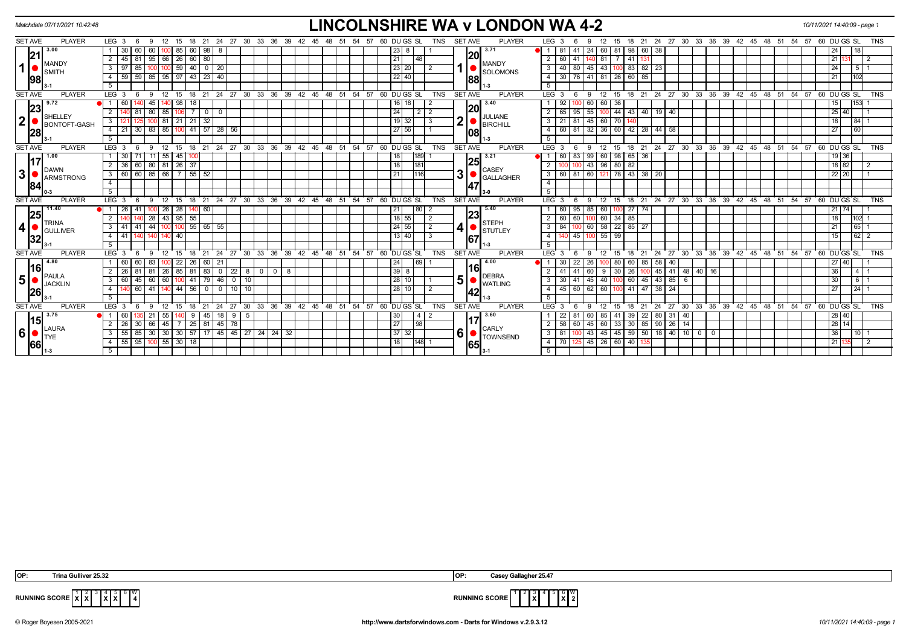Matchdate 07/11/2021 10:42:48

# LINCOLNSHIRE WA v LONDON WA 4-2

10/11/2021 14:40:09 - page 1

| SET | AVE | PLAYER | LEG | 3 | 6 | 9 | 12 | 15 | 18 | 21 | 24 | 27 | 30 | 33 | 36 | DU | GS | SL | TNS | SET | AVE | PLAYER | LEG | 3 | 6 | 9 | 12 | 15 | 18 | 21 | 24 | 27 | 30 | 33 | 36 | DU | GS | SL | TNS |
|---|---|---|---|---|---|---|---|---|---|---|---|---|---|---|---|---|---|---|---|---|---|---|---|---|---|---|---|---|---|---|---|---|---|---|---|---|---|---|---|
| 1 | 21.98 (3.00) | MANDY SMITH 3-1 | 1 | 30 | 60 | 60 | 100 | 85 | 60 | 98 | 8 | | | | | 23 | 8 | | 1 | 1 | 20.88 (3.71) | MANDY SOLOMONS 1-3 | 1 | 81 | 41 | 24 | 60 | 81 | 98 | 60 | 38 | | | | | 24 | | 18 | |
| | | | 2 | 45 | 81 | 95 | 66 | 26 | 60 | 80 | | | | | | 21 | | 48 | | | | | 2 | 60 | 41 | 140 | 81 | 7 | 41 | 131 | | | | | | 21 | 131 | | 2 |
| | | | 3 | 97 | 85 | 100 | 100 | 59 | 40 | 0 | 20 | | | | | 23 | 20 | | 2 | | | | 3 | 40 | 80 | 45 | 43 | 100 | 83 | 82 | 23 | | | | | 24 | | 5 | 1 |
| | | | 4 | 59 | 59 | 85 | 95 | 97 | 43 | 23 | 40 | | | | | 22 | 40 | | | | | | 4 | 30 | 76 | 41 | 81 | 26 | 60 | 85 | | | | | | 21 | | 102 | |
| 2 | 23.28 (9.72) | SHELLEY BONTOFT-GASH 3-1 | 1 | 60 | 140 | 45 | 140 | 98 | 18 | | | | | | | 16 | 18 | | 2 | 2 | 20.08 (3.40) | JULIANE BIRCHILL 1-3 | 1 | 92 | 100 | 60 | 60 | 36 | | | | | | | | 15 | | 153 | 1 |
| | | | 2 | 140 | 81 | 80 | 85 | 106 | 7 | 0 | 0 | | | | | 24 | | 2 | 2 | | | | 2 | 65 | 95 | 55 | 100 | 44 | 43 | 40 | 19 | 40 | | | | 25 | 40 | | 1 |
| | | | 3 | 121 | 125 | 100 | 81 | 21 | 21 | 32 | | | | | | 19 | 32 | | 3 | | | | 3 | 21 | 81 | 45 | 60 | 70 | 140 | | | | | | | 18 | | 84 | 1 |
| | | | 4 | 21 | 30 | 83 | 85 | 100 | 41 | 57 | 28 | 56 | | | | 27 | 56 | | 1 | | | | 4 | 60 | 81 | 32 | 36 | 60 | 42 | 28 | 44 | 58 | | | | 27 | | 60 | |
| 3 | 17.84 (1.00) | DAWN ARMSTRONG 0-3 | 1 | 30 | 71 | 11 | 55 | 45 | 100 | | | | | | | 18 | | 189 | 1 | 3 | 25.47 (3.21) | CASEY GALLAGHER 3-0 | 1 | 60 | 83 | 99 | 60 | 98 | 65 | 36 | | | | | | 19 | 36 | | |
| | | | 2 | 36 | 60 | 80 | 81 | 26 | 37 | | | | | | | 18 | | 181 | | | | | 2 | 100 | 100 | 43 | 96 | 80 | 82 | | | | | | | 18 | 82 | | 2 |
| | | | 3 | 60 | 60 | 85 | 66 | 7 | 55 | 52 | | | | | | 21 | | 116 | | | | | 3 | 60 | 81 | 60 | 121 | 78 | 43 | 38 | 20 | | | | | 22 | 20 | | 1 |
| 4 | 25.32 (11.40) | TRINA GULLIVER 3-1 | 1 | 26 | 41 | 100 | 26 | 28 | 140 | 60 | | | | | | 21 | | 80 | 2 | 4 | 23.67 (5.40) | STEPH STUTLEY 1-3 | 1 | 60 | 95 | 85 | 60 | 100 | 27 | 74 | | | | | | 21 | 74 | | 1 |
| | | | 2 | 140 | 140 | 28 | 43 | 95 | 55 | | | | | | | 18 | 55 | | 2 | | | | 2 | 60 | 60 | 100 | 60 | 34 | 85 | | | | | | | 18 | | 102 | 1 |
| | | | 3 | 41 | 41 | 44 | 100 | 100 | 55 | 65 | 55 | | | | | 24 | 55 | | 2 | | | | 3 | 84 | 100 | 60 | 58 | 22 | 85 | 27 | | | | | | 21 | | 65 | 1 |
| | | | 4 | 41 | 140 | 140 | 140 | 40 | | | | | | | | 13 | 40 | | 3 | | | | 4 | 140 | 45 | 100 | 55 | 99 | | | | | | | | 15 | | 62 | 2 |
| 5 | 16.26 (4.80) | PAULA JACKLIN 3-1 | 1 | 60 | 60 | 83 | 100 | 22 | 26 | 60 | 21 | | | | | 24 | | 69 | 1 | 5 | 16.42 (4.00) | DEBRA WATLING 1-3 | 1 | 30 | 22 | 26 | 100 | 80 | 60 | 85 | 58 | 40 | | | | 27 | 40 | | 1 |
| | | | 2 | 26 | 81 | 81 | 26 | 85 | 81 | 83 | 0 | 22 | 8 | 0 | 0 8 | 39 | 8 | | | | | | 2 | 41 | 41 | 60 | 9 | 30 | 26 | 100 | 45 | 41 | 48 | 40 | 16 | 36 | | 4 | 1 |
| | | | 3 | 60 | 45 | 60 | 60 | 100 | 41 | 79 | 46 | 0 | 10 | | | 28 | 10 | | 1 | | | | 3 | 30 | 41 | 45 | 40 | 100 | 60 | 45 | 43 | 85 | 6 | | | 30 | | 6 | 1 |
| | | | 4 | 140 | 60 | 41 | 140 | 44 | 56 | 0 | 0 | 10 | 10 | | | 28 | 10 | | 2 | | | | 4 | 45 | 60 | 62 | 60 | 100 | 41 | 47 | 38 | 24 | | | | 27 | | 24 | 1 |
| 6 | 15.66 (3.75) | LAURA TYE 1-3 | 1 | 60 | 135 | 21 | 55 | 140 | 9 | 45 | 18 | 9 | 5 | | | 30 | | 4 | 2 | 6 | 17.65 (3.60) | CARLY TOWNSEND 3-1 | 1 | 22 | 81 | 60 | 85 | 41 | 39 | 22 | 80 | 31 | 40 | | | 28 | 40 | | |
| | | | 2 | 26 | 30 | 66 | 45 | 7 | 25 | 81 | 45 | 78 | | | | 27 | | 98 | | | | | 2 | 58 | 60 | 45 | 60 | 33 | 30 | 85 | 90 | 26 | 14 | | | 28 | 14 | | |
| | | | 3 | 55 | 85 | 30 | 30 | 30 | 57 | 17 | 45 | 45 | 27 | 24 | 24 32 | 37 | 32 | | | | | | 3 | 81 | 100 | 43 | 45 | 45 | 59 | 50 | 18 | 40 | 10 | 0 | 0 | 36 | | 10 | 1 |
| | | | 4 | 55 | 95 | 100 | 55 | 30 | 18 | | | | | | | 18 | | 148 | 1 | | | | 4 | 70 | 125 | 45 | 26 | 60 | 40 | 135 | | | | | | 21 | 135 | | 2 |

OP: Trina Gulliver 25.32 | OP: Casey Gallagher 25.47

RUNNING SCORE (Lincolnshire): Sets 1 X, 2 X, 4 X, 5 X — W: 4

RUNNING SCORE (London): Sets 3 X, 6 X — W: 2

© Roger Boyesen 2005-2021 | http://www.dartsforwindows.com - Darts for Windows v.2.9.3.12 | 10/11/2021 14:40:09 - page 1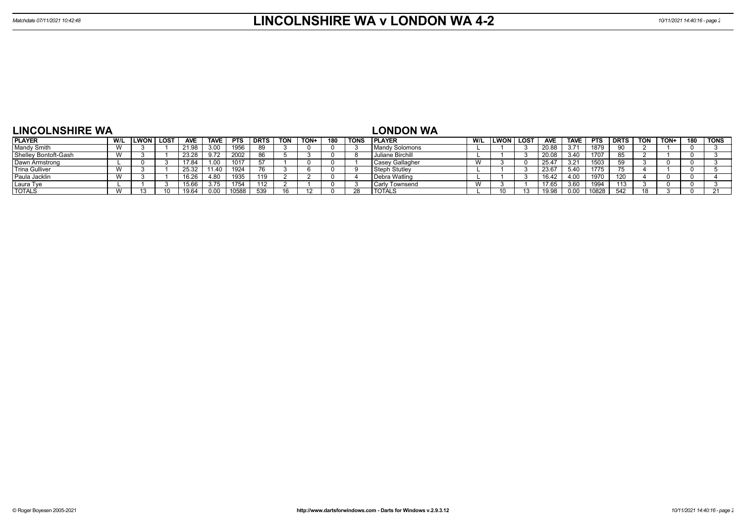# LINCOLNSHIRE WA v LONDON WA 4-2

Matchdate 07/11/2021 10:42:48

## LINCOLNSHIRE WA

| PLAYER | W/L | LWON | LOST | AVE | TAVE | PTS | DRTS | TON | TON+ | 180 | TONS |
|---|---|---|---|---|---|---|---|---|---|---|---|
| Mandy Smith | W | 3 | 1 | 21.98 | 3.00 | 1956 | 89 | 3 | 0 | 0 | 3 |
| Shelley Bontoft-Gash | W | 3 | 1 | 23.28 | 9.72 | 2002 | 86 | 5 | 3 | 0 | 8 |
| Dawn Armstrong | L | 0 | 3 | 17.84 | 1.00 | 1017 | 57 | 1 | 0 | 0 | 1 |
| Trina Gulliver | W | 3 | 1 | 25.32 | 11.40 | 1924 | 76 | 3 | 6 | 0 | 9 |
| Paula Jacklin | W | 3 | 1 | 16.26 | 4.80 | 1935 | 119 | 2 | 2 | 0 | 4 |
| Laura Tye | L | 1 | 3 | 15.66 | 3.75 | 1754 | 112 | 2 | 1 | 0 | 3 |
| TOTALS | W | 13 | 10 | 19.64 | 0.00 | 10588 | 539 | 16 | 12 | 0 | 28 |

## LONDON WA

| PLAYER | W/L | LWON | LOST | AVE | TAVE | PTS | DRTS | TON | TON+ | 180 | TONS |
|---|---|---|---|---|---|---|---|---|---|---|---|
| Mandy Solomons | L | 1 | 3 | 20.88 | 3.71 | 1879 | 90 | 2 | 1 | 0 | 3 |
| Juliane Birchill | L | 1 | 3 | 20.08 | 3.40 | 1707 | 85 | 2 | 1 | 0 | 3 |
| Casey Gallagher | W | 3 | 0 | 25.47 | 3.21 | 1503 | 59 | 3 | 0 | 0 | 3 |
| Steph Stutley | L | 1 | 3 | 23.67 | 5.40 | 1775 | 75 | 4 | 1 | 0 | 5 |
| Debra Watling | L | 1 | 3 | 16.42 | 4.00 | 1970 | 120 | 4 | 0 | 0 | 4 |
| Carly Townsend | W | 3 | 1 | 17.65 | 3.60 | 1994 | 113 | 3 | 0 | 0 | 3 |
| TOTALS | L | 10 | 13 | 19.98 | 0.00 | 10828 | 542 | 18 | 3 | 0 | 21 |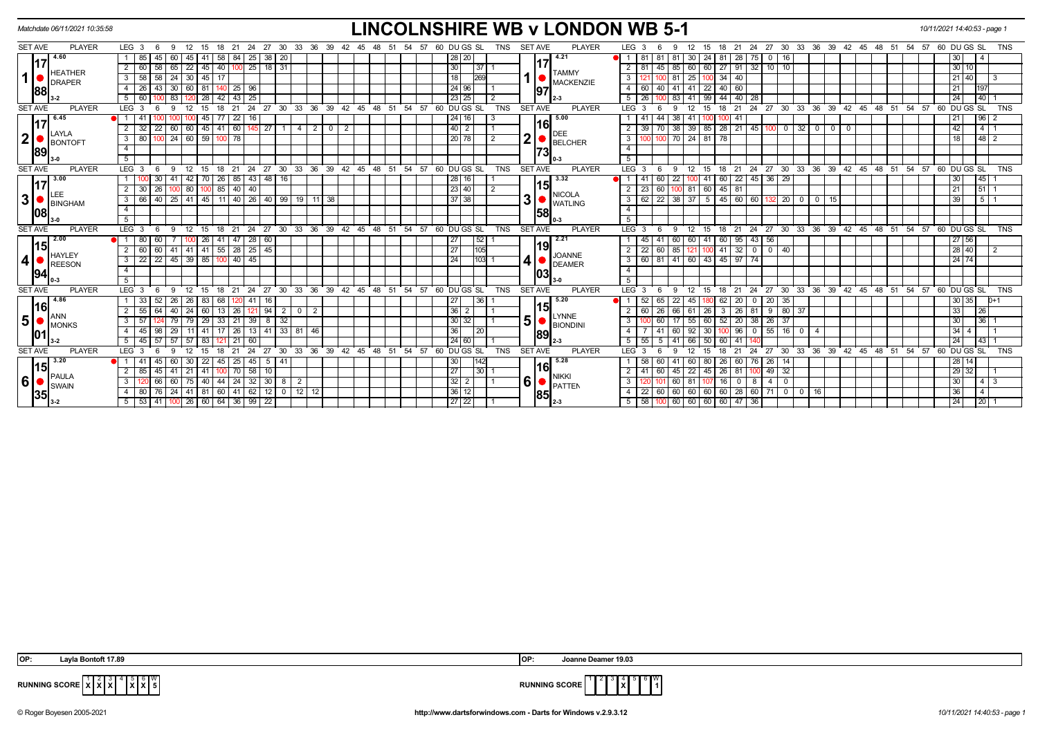Matchdate 06/11/2021 10:35:58

# LINCOLNSHIRE WB v LONDON WB 5-1

10/11/2021 14:40:53 - page 1

| SET AVE | PLAYER | LEG | 3 | 6 | 9 | 12 | 15 | 18 | 21 | 24 | 27 | 30 | 33 | 36 | 39 | 42 | 45 | 48 | 51 | 54 | 57 | 60 | DU | GS | SL | TNS | SET AVE | PLAYER | LEG | 3 | 6 | 9 | 12 | 15 | 18 | 21 | 24 | 27 | 30 | 33 | 36 | 39 | 42 | 45 | 48 | 51 | 54 | 57 | 60 | DU | GS | SL | TNS |
|---|---|---|---|---|---|---|---|---|---|---|---|---|---|---|---|---|---|---|---|---|---|---|---|---|---|---|---|---|---|---|---|---|---|---|---|---|---|---|---|---|---|---|---|---|---|---|---|---|---|---|---|---|
| 4.60 / 17.88 | 1 HEATHER DRAPER 3-2 | 1 | 85 | 45 | 60 | 45 | 41 | 58 | 84 | 25 | 38 | 20 | | | | | | | | | | | 28 | 20 | | | 4.21 / 17.97 | 1 TAMMY MACKENZIE 2-3 | 1 | 81 | 81 | 81 | 30 | 24 | 81 | 28 | 75 | 0 | 16 | | | | | | | | | | | 30 | | 4 | |
| | | 2 | 60 | 58 | 65 | 22 | 45 | 40 | 100 | 25 | 18 | 31 | | | | | | | | | | | 30 | | 37 | 1 | | | 2 | 81 | 45 | 85 | 60 | 60 | 27 | 91 | 32 | 10 | 10 | | | | | | | | | | | 30 | 10 | | |
| | | 3 | 58 | 58 | 24 | 30 | 45 | 17 | | | | | | | | | | | | | | | 18 | | 269 | | | | 3 | 121 | 100 | 81 | 25 | 100 | 34 | 40 | | | | | | | | | | | | | | | 21 | 40 | | 3 |
| | | 4 | 26 | 43 | 30 | 60 | 81 | 140 | 25 | 96 | | | | | | | | | | | | | 24 | 96 | | 1 | | | 4 | 60 | 40 | 41 | 41 | 22 | 40 | 60 | | | | | | | | | | | | | | | 21 | | 197 | |
| | | 5 | 60 | 100 | 83 | 120 | 28 | 42 | 43 | 25 | | | | | | | | | | | | | 23 | 25 | | 2 | | | 5 | 26 | 100 | 83 | 41 | 99 | 44 | 40 | 28 | | | | | | | | | | | | | | 24 | | 40 | 1 |
| 6.45 / 17.89 | 2 LAYLA BONTOFT 3-0 | 1 | 41 | 100 | 100 | 100 | 45 | 77 | 22 | 16 | | | | | | | | | | | | | 24 | 16 | | 3 | 5.00 / 16.73 | 2 DEE BELCHER 0-3 | 1 | 41 | 44 | 38 | 41 | 100 | 100 | 41 | | | | | | | | | | | | | | 21 | | 96 | 2 |
| | | 2 | 32 | 22 | 60 | 60 | 45 | 41 | 60 | 145 | 27 | 1 | 4 | 2 | 0 | 2 | | | | | | | 40 | 2 | | 1 | | | 2 | 39 | 70 | 38 | 39 | 85 | 28 | 21 | 45 | 100 | 0 | 32 | 0 | 0 | 0 | | | | | | | 42 | | 4 | 1 |
| | | 3 | 80 | 100 | 24 | 60 | 59 | 100 | 78 | | | | | | | | | | | | | | 20 | 78 | | 2 | | | 3 | 100 | 100 | 70 | 24 | 81 | 78 | | | | | | | | | | | | | | | | 18 | | 48 | 2 |
| 3.00 / 17.08 | 3 LEE BINGHAM 3-0 | 1 | 100 | 30 | 41 | 42 | 70 | 26 | 85 | 43 | 48 | 16 | | | | | | | | | | | 28 | 16 | | 3 | 3.32 / 15.58 | 3 NICOLA WATLING 0-3 | 1 | 41 | 60 | 22 | 100 | 41 | 60 | 22 | 45 | 36 | 29 | | | | | | | | | | | 30 | | 45 | 1 |
| | | 2 | 30 | 26 | 100 | 80 | 100 | 85 | 40 | 40 | | | | | | | | | | | | | 23 | 40 | | 2 | | | 2 | 23 | 60 | 100 | 81 | 60 | 45 | 81 | | | | | | | | | | | | | | | 21 | | 51 | 1 |
| | | 3 | 66 | 40 | 25 | 41 | 45 | 11 | 40 | 26 | 40 | 99 | 19 | 11 | 38 | | | | | | | | 37 | 38 | | | | | 3 | 62 | 22 | 38 | 37 | 5 | 45 | 60 | 60 | 132 | 20 | 0 | 0 | 15 | | | | | | | | | 39 | | 5 | 1 |
| 2.00 / 15.94 | 4 HAYLEY REESON 0-3 | 1 | 80 | 60 | 7 | 100 | 26 | 41 | 47 | 28 | 60 | | | | | | | | | | | | 27 | | 52 | 1 | 2.21 / 19.03 | 4 JOANNE DEAMER 3-0 | 1 | 45 | 41 | 60 | 60 | 41 | 60 | 95 | 43 | 56 | | | | | | | | | | | | 27 | 56 | | |
| | | 2 | 60 | 60 | 41 | 41 | 41 | 55 | 28 | 25 | 45 | | | | | | | | | | | | 27 | | 105 | | | | 2 | 22 | 60 | 85 | 121 | 100 | 41 | 32 | 0 | 0 | 40 | | | | | | | | | | | 28 | 40 | | 2 |
| | | 3 | 22 | 22 | 45 | 39 | 85 | 100 | 40 | 45 | | | | | | | | | | | | | 24 | | 103 | 1 | | | 3 | 60 | 81 | 41 | 60 | 43 | 45 | 97 | 74 | | | | | | | | | | | | | | 24 | 74 | | |
| 4.86 / 16.01 | 5 ANN MONKS 3-2 | 1 | 33 | 52 | 26 | 26 | 83 | 68 | 120 | 41 | 16 | | | | | | | | | | | | 27 | | 36 | 1 | 5.20 / 15.89 | 5 LYNNE BIONDINI 2-3 | 1 | 52 | 65 | 22 | 45 | 180 | 62 | 20 | 0 | 20 | 35 | | | | | | | | | | | 30 | 35 | | 0+1 |
| | | 2 | 55 | 64 | 40 | 24 | 60 | 13 | 26 | 121 | 94 | 2 | 0 | 2 | | | | | | | | | 36 | 2 | | 1 | | | 2 | 60 | 26 | 66 | 61 | 26 | 3 | 26 | 81 | 9 | 80 | 37 | | | | | | | | | | 33 | | 26 | |
| | | 3 | 57 | 124 | 79 | 79 | 29 | 33 | 21 | 39 | 8 | 32 | | | | | | | | | | | 30 | 32 | | 1 | | | 3 | 100 | 60 | 17 | 55 | 60 | 52 | 20 | 38 | 26 | 37 | | | | | | | | | | | 30 | | 36 | 1 |
| | | 4 | 45 | 98 | 29 | 11 | 41 | 17 | 26 | 13 | 41 | 33 | 81 | 46 | | | | | | | | | 36 | | 20 | | | | 4 | 7 | 41 | 60 | 92 | 30 | 100 | 96 | 0 | 55 | 16 | 0 | 4 | | | | | | | | | 34 | 4 | | 1 |
| | | 5 | 45 | 57 | 57 | 57 | 83 | 121 | 21 | 60 | | | | | | | | | | | | | 24 | 60 | | 1 | | | 5 | 55 | 5 | 41 | 66 | 50 | 60 | 41 | 140 | | | | | | | | | | | | | | 24 | | 43 | 1 |
| 3.20 / 15.35 | 6 PAULA SWAIN 3-2 | 1 | 41 | 45 | 60 | 30 | 22 | 45 | 25 | 45 | 5 | 41 | | | | | | | | | | | 30 | | 142 | | 5.28 / 16.85 | 6 NIKKI PATTEN 2-3 | 1 | 58 | 60 | 41 | 60 | 80 | 26 | 60 | 76 | 26 | 14 | | | | | | | | | | | 28 | 14 | | |
| | | 2 | 85 | 45 | 41 | 21 | 41 | 100 | 70 | 58 | 10 | | | | | | | | | | | | 27 | | 30 | 1 | | | 2 | 41 | 60 | 45 | 22 | 45 | 26 | 81 | 100 | 49 | 32 | | | | | | | | | | | 29 | 32 | | 1 |
| | | 3 | 120 | 66 | 60 | 75 | 40 | 44 | 24 | 32 | 30 | 8 | 2 | | | | | | | | | | 32 | 2 | | 1 | | | 3 | 120 | 101 | 60 | 81 | 107 | 16 | 0 | 8 | 4 | 0 | | | | | | | | | | | 30 | | 4 | 3 |
| | | 4 | 80 | 76 | 24 | 41 | 81 | 60 | 41 | 62 | 12 | 0 | 12 | 12 | | | | | | | | | 36 | 12 | | | | | 4 | 22 | 60 | 60 | 60 | 60 | 60 | 28 | 60 | 71 | 0 | 0 | 16 | | | | | | | | | 36 | | 4 | |
| | | 5 | 53 | 41 | 100 | 26 | 60 | 64 | 36 | 99 | 22 | | | | | | | | | | | | 27 | 22 | | 1 | | | 5 | 58 | 100 | 60 | 60 | 60 | 60 | 47 | 36 | | | | | | | | | | | | | | 24 | | 20 | 1 |

OP: Layla Bontoft 17.89

OP: Joanne Deamer 19.03

| RUNNING SCORE | 1 | 2 | 3 | 4 | 5 | 6 | W |
|---|---|---|---|---|---|---|---|
| | X | X | X | | X | X | 5 |

| RUNNING SCORE | 1 | 2 | 3 | 4 | 5 | 6 | W |
|---|---|---|---|---|---|---|---|
| | | | | X | | | 1 |

© Roger Boyesen 2005-2021 http://www.dartsforwindows.com - Darts for Windows v.2.9.3.12 10/11/2021 14:40:53 - page 1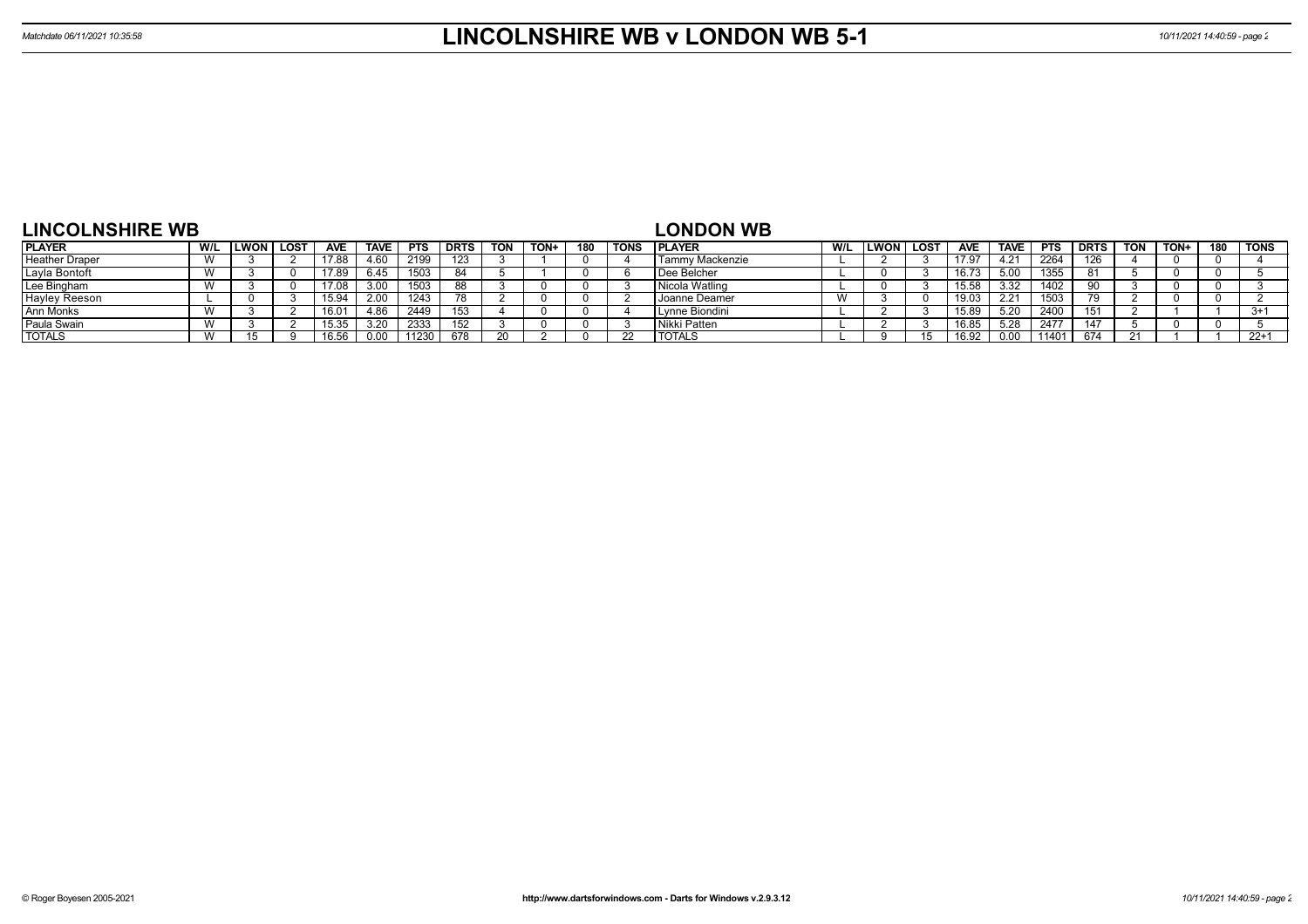# LINCOLNSHIRE WB v LONDON WB 5-1

Matchdate 06/11/2021 10:35:58

## LINCOLNSHIRE WB

| PLAYER | W/L | LWON | LOST | AVE | TAVE | PTS | DRTS | TON | TON+ | 180 | TONS |
|---|---|---|---|---|---|---|---|---|---|---|---|
| Heather Draper | W | 3 | 2 | 17.88 | 4.60 | 2199 | 123 | 3 | 1 | 0 | 4 |
| Layla Bontoft | W | 3 | 0 | 17.89 | 6.45 | 1503 | 84 | 5 | 1 | 0 | 6 |
| Lee Bingham | W | 3 | 0 | 17.08 | 3.00 | 1503 | 88 | 3 | 0 | 0 | 3 |
| Hayley Reeson | L | 0 | 3 | 15.94 | 2.00 | 1243 | 78 | 2 | 0 | 0 | 2 |
| Ann Monks | W | 3 | 2 | 16.01 | 4.86 | 2449 | 153 | 4 | 0 | 0 | 4 |
| Paula Swain | W | 3 | 2 | 15.35 | 3.20 | 2333 | 152 | 3 | 0 | 0 | 3 |
| TOTALS | W | 15 | 9 | 16.56 | 0.00 | 11230 | 678 | 20 | 2 | 0 | 22 |

## LONDON WB

| PLAYER | W/L | LWON | LOST | AVE | TAVE | PTS | DRTS | TON | TON+ | 180 | TONS |
|---|---|---|---|---|---|---|---|---|---|---|---|
| Tammy Mackenzie | L | 2 | 3 | 17.97 | 4.21 | 2264 | 126 | 4 | 0 | 0 | 4 |
| Dee Belcher | L | 0 | 3 | 16.73 | 5.00 | 1355 | 81 | 5 | 0 | 0 | 5 |
| Nicola Watling | L | 0 | 3 | 15.58 | 3.32 | 1402 | 90 | 3 | 0 | 0 | 3 |
| Joanne Deamer | W | 3 | 0 | 19.03 | 2.21 | 1503 | 79 | 2 | 0 | 0 | 2 |
| Lynne Biondini | L | 2 | 3 | 15.89 | 5.20 | 2400 | 151 | 2 | 1 | 1 | 3+1 |
| Nikki Patten | L | 2 | 3 | 16.85 | 5.28 | 2477 | 147 | 5 | 0 | 0 | 5 |
| TOTALS | L | 9 | 15 | 16.92 | 0.00 | 11401 | 674 | 21 | 1 | 1 | 22+1 |